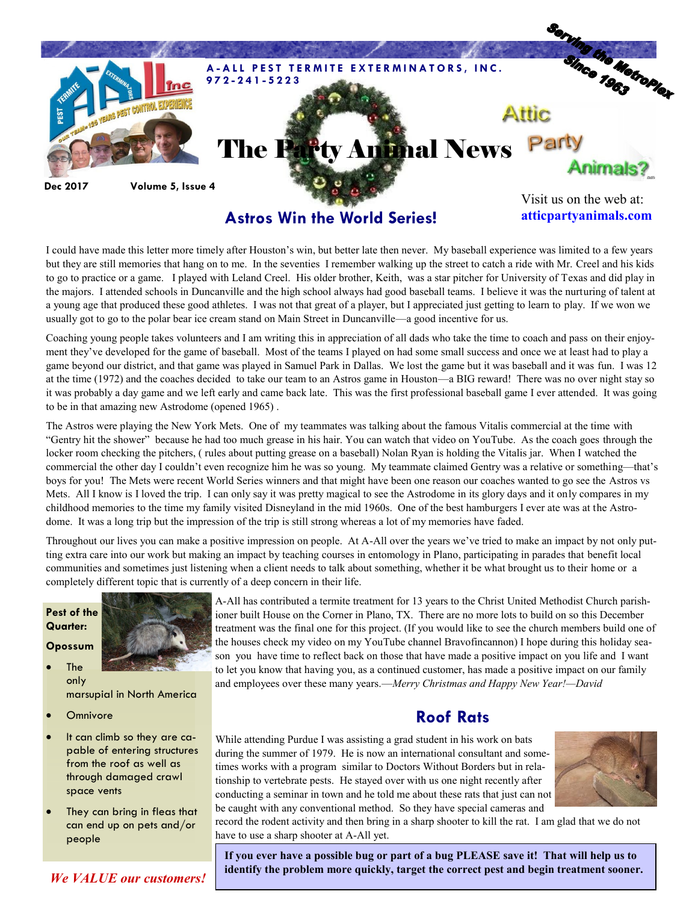**A-ALL PEST TERMITE EXTERMINATORS, INC.**
**972-241-5223**

Serving the MetroPlex Since 1963

# The Party Animal News

Dec 2017 Volume 5, Issue 4

Attic Party Animals?

Visit us on the web at: **atticpartyanimals.com**

## Astros Win the World Series!

I could have made this letter more timely after Houston's win, but better late then never. My baseball experience was limited to a few years but they are still memories that hang on to me. In the seventies I remember walking up the street to catch a ride with Mr. Creel and his kids to go to practice or a game. I played with Leland Creel. His older brother, Keith, was a star pitcher for University of Texas and did play in the majors. I attended schools in Duncanville and the high school always had good baseball teams. I believe it was the nurturing of talent at a young age that produced these good athletes. I was not that great of a player, but I appreciated just getting to learn to play. If we won we usually got to go to the polar bear ice cream stand on Main Street in Duncanville—a good incentive for us.

Coaching young people takes volunteers and I am writing this in appreciation of all dads who take the time to coach and pass on their enjoyment they've developed for the game of baseball. Most of the teams I played on had some small success and once we at least had to play a game beyond our district, and that game was played in Samuel Park in Dallas. We lost the game but it was baseball and it was fun. I was 12 at the time (1972) and the coaches decided to take our team to an Astros game in Houston—a BIG reward! There was no over night stay so it was probably a day game and we left early and came back late. This was the first professional baseball game I ever attended. It was going to be in that amazing new Astrodome (opened 1965) .

The Astros were playing the New York Mets. One of my teammates was talking about the famous Vitalis commercial at the time with "Gentry hit the shower" because he had too much grease in his hair. You can watch that video on YouTube. As the coach goes through the locker room checking the pitchers, ( rules about putting grease on a baseball) Nolan Ryan is holding the Vitalis jar. When I watched the commercial the other day I couldn't even recognize him he was so young. My teammate claimed Gentry was a relative or something—that's boys for you! The Mets were recent World Series winners and that might have been one reason our coaches wanted to go see the Astros vs Mets. All I know is I loved the trip. I can only say it was pretty magical to see the Astrodome in its glory days and it only compares in my childhood memories to the time my family visited Disneyland in the mid 1960s. One of the best hamburgers I ever ate was at the Astrodome. It was a long trip but the impression of the trip is still strong whereas a lot of my memories have faded.

Throughout our lives you can make a positive impression on people. At A-All over the years we've tried to make an impact by not only putting extra care into our work but making an impact by teaching courses in entomology in Plano, participating in parades that benefit local communities and sometimes just listening when a client needs to talk about something, whether it be what brought us to their home or a completely different topic that is currently of a deep concern in their life.

A-All has contributed a termite treatment for 13 years to the Christ United Methodist Church parishioner built House on the Corner in Plano, TX. There are no more lots to build on so this December treatment was the final one for this project. (If you would like to see the church members build one of the houses check my video on my YouTube channel Bravofincannon) I hope during this holiday season you have time to reflect back on those that have made a positive impact on you life and I want to let you know that having you, as a continued customer, has made a positive impact on our family and employees over these many years.—*Merry Christmas and Happy New Year!—David*

**Pest of the Quarter:**

**Opossum**

- The only marsupial in North America
- Omnivore
- It can climb so they are capable of entering structures from the roof as well as through damaged crawl space vents
- They can bring in fleas that can end up on pets and/or people

***We VALUE our customers!***

## Roof Rats

While attending Purdue I was assisting a grad student in his work on bats during the summer of 1979. He is now an international consultant and sometimes works with a program similar to Doctors Without Borders but in relationship to vertebrate pests. He stayed over with us one night recently after conducting a seminar in town and he told me about these rats that just can not be caught with any conventional method. So they have special cameras and record the rodent activity and then bring in a sharp shooter to kill the rat. I am glad that we do not have to use a sharp shooter at A-All yet.

**If you ever have a possible bug or part of a bug PLEASE save it! That will help us to identify the problem more quickly, target the correct pest and begin treatment sooner.**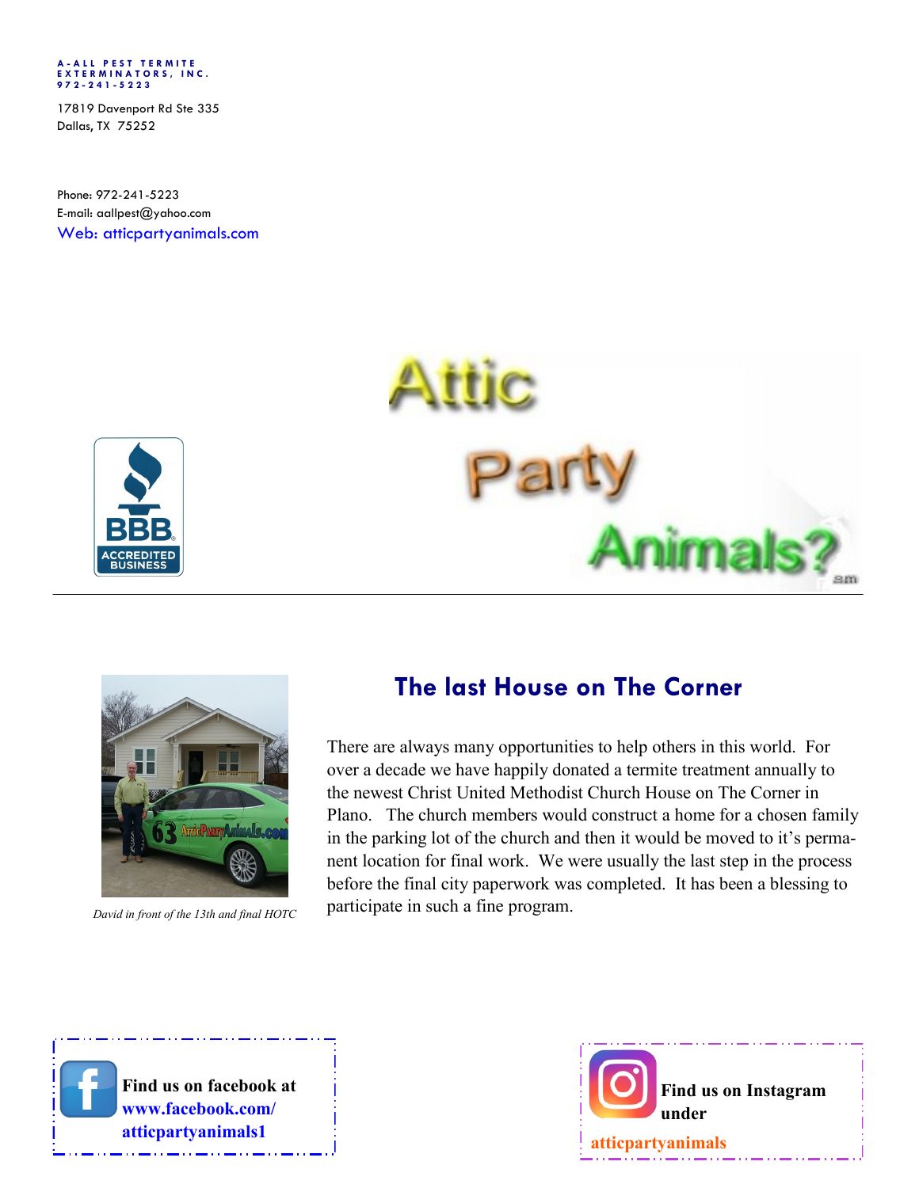A-ALL PEST TERMITE EXTERMINATORS, INC.
972-241-5223

17819 Davenport Rd Ste 335
Dallas, TX 75252

Phone: 972-241-5223
E-mail: aallpest@yahoo.com
Web: atticpartyanimals.com

## The last House on The Corner

There are always many opportunities to help others in this world. For over a decade we have happily donated a termite treatment annually to the newest Christ United Methodist Church House on The Corner in Plano. The church members would construct a home for a chosen family in the parking lot of the church and then it would be moved to it's permanent location for final work. We were usually the last step in the process before the final city paperwork was completed. It has been a blessing to participate in such a fine program.

*David in front of the 13th and final HOTC*

**Find us on facebook at www.facebook.com/atticpartyanimals1**

**Find us on Instagram under atticpartyanimals**